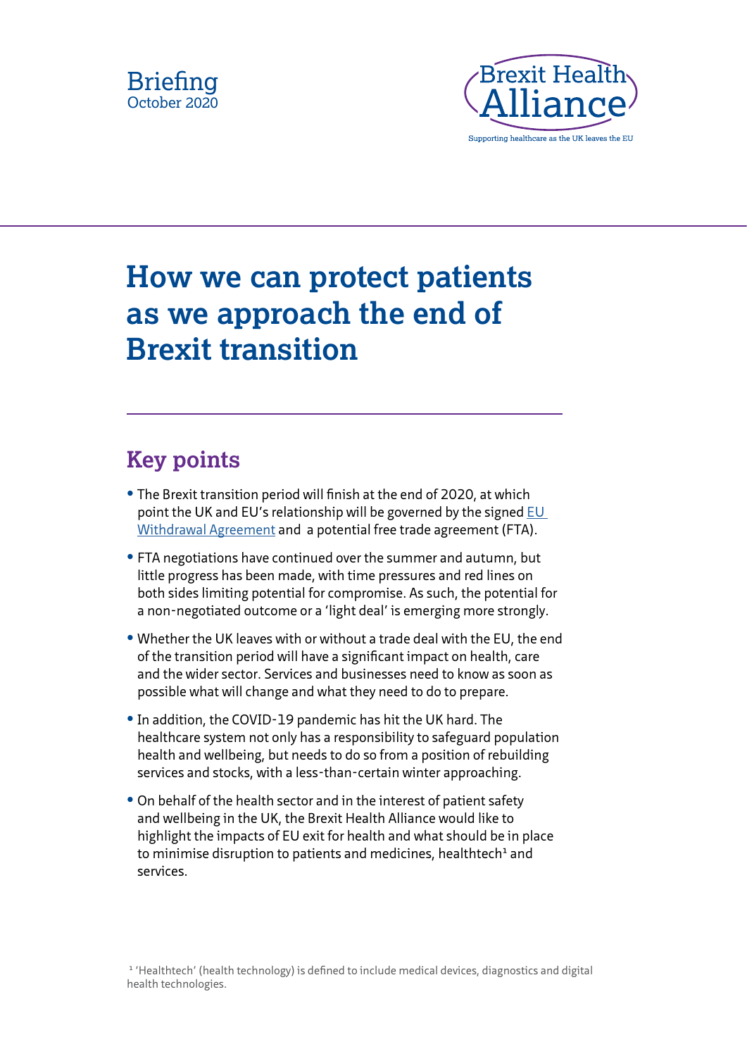Briefing
October 2020

Brexit Health Alliance
Supporting healthcare as the UK leaves the EU

# How we can protect patients as we approach the end of Brexit transition

## Key points

- The Brexit transition period will finish at the end of 2020, at which point the UK and EU's relationship will be governed by the signed EU Withdrawal Agreement and a potential free trade agreement (FTA).
- FTA negotiations have continued over the summer and autumn, but little progress has been made, with time pressures and red lines on both sides limiting potential for compromise. As such, the potential for a non-negotiated outcome or a 'light deal' is emerging more strongly.
- Whether the UK leaves with or without a trade deal with the EU, the end of the transition period will have a significant impact on health, care and the wider sector. Services and businesses need to know as soon as possible what will change and what they need to do to prepare.
- In addition, the COVID-19 pandemic has hit the UK hard. The healthcare system not only has a responsibility to safeguard population health and wellbeing, but needs to do so from a position of rebuilding services and stocks, with a less-than-certain winter approaching.
- On behalf of the health sector and in the interest of patient safety and wellbeing in the UK, the Brexit Health Alliance would like to highlight the impacts of EU exit for health and what should be in place to minimise disruption to patients and medicines, healthtech[1] and services.

[1] 'Healthtech' (health technology) is defined to include medical devices, diagnostics and digital health technologies.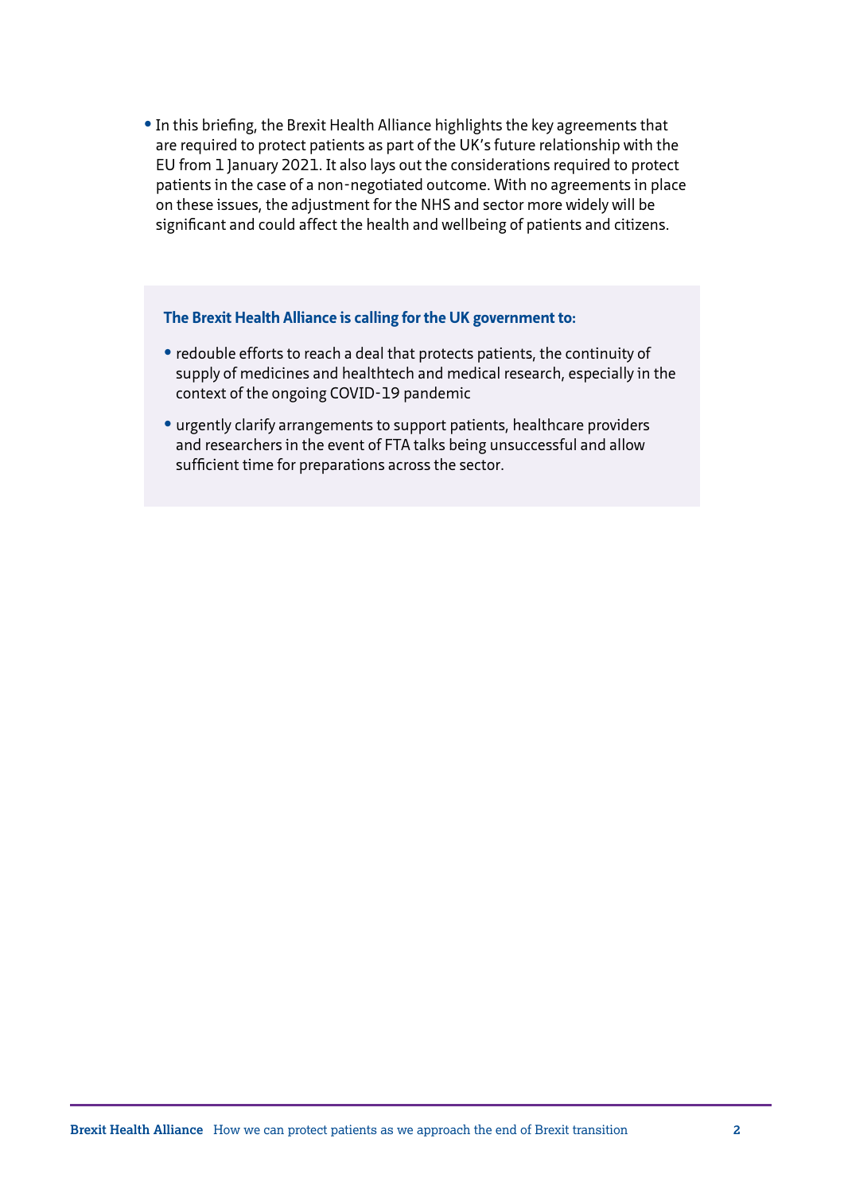- In this briefing, the Brexit Health Alliance highlights the key agreements that are required to protect patients as part of the UK's future relationship with the EU from 1 January 2021. It also lays out the considerations required to protect patients in the case of a non-negotiated outcome. With no agreements in place on these issues, the adjustment for the NHS and sector more widely will be significant and could affect the health and wellbeing of patients and citizens.

**The Brexit Health Alliance is calling for the UK government to:**

- redouble efforts to reach a deal that protects patients, the continuity of supply of medicines and healthtech and medical research, especially in the context of the ongoing COVID-19 pandemic
- urgently clarify arrangements to support patients, healthcare providers and researchers in the event of FTA talks being unsuccessful and allow sufficient time for preparations across the sector.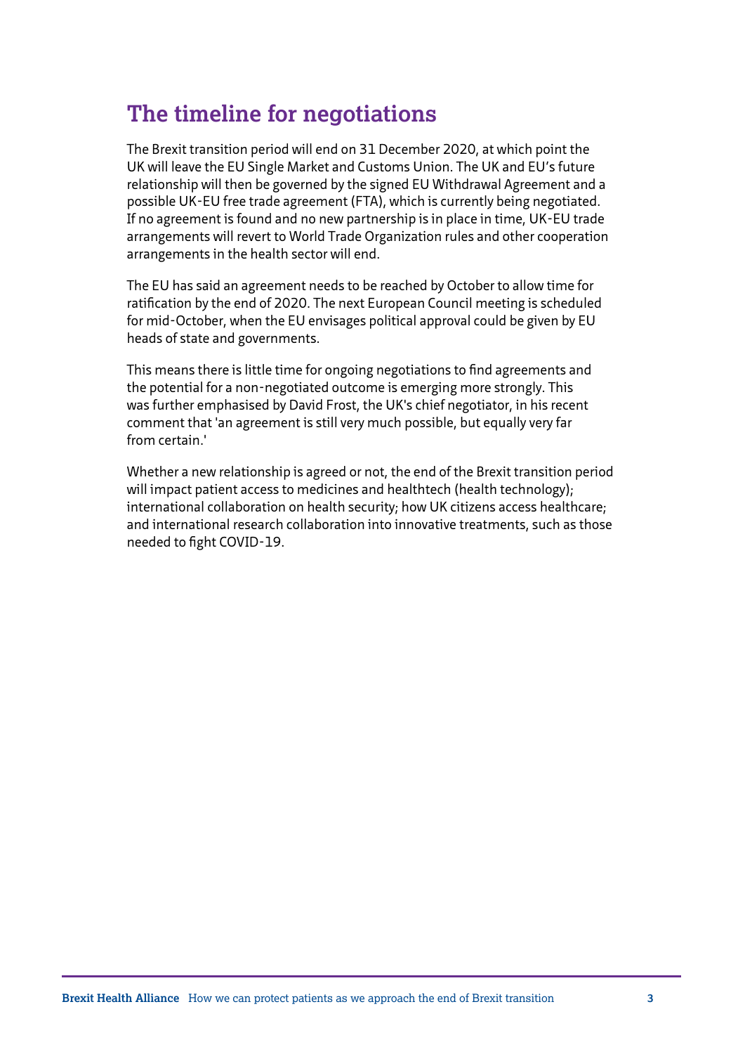## The timeline for negotiations

The Brexit transition period will end on 31 December 2020, at which point the UK will leave the EU Single Market and Customs Union. The UK and EU's future relationship will then be governed by the signed EU Withdrawal Agreement and a possible UK-EU free trade agreement (FTA), which is currently being negotiated. If no agreement is found and no new partnership is in place in time, UK-EU trade arrangements will revert to World Trade Organization rules and other cooperation arrangements in the health sector will end.

The EU has said an agreement needs to be reached by October to allow time for ratification by the end of 2020. The next European Council meeting is scheduled for mid-October, when the EU envisages political approval could be given by EU heads of state and governments.

This means there is little time for ongoing negotiations to find agreements and the potential for a non-negotiated outcome is emerging more strongly. This was further emphasised by David Frost, the UK's chief negotiator, in his recent comment that 'an agreement is still very much possible, but equally very far from certain.'

Whether a new relationship is agreed or not, the end of the Brexit transition period will impact patient access to medicines and healthtech (health technology); international collaboration on health security; how UK citizens access healthcare; and international research collaboration into innovative treatments, such as those needed to fight COVID-19.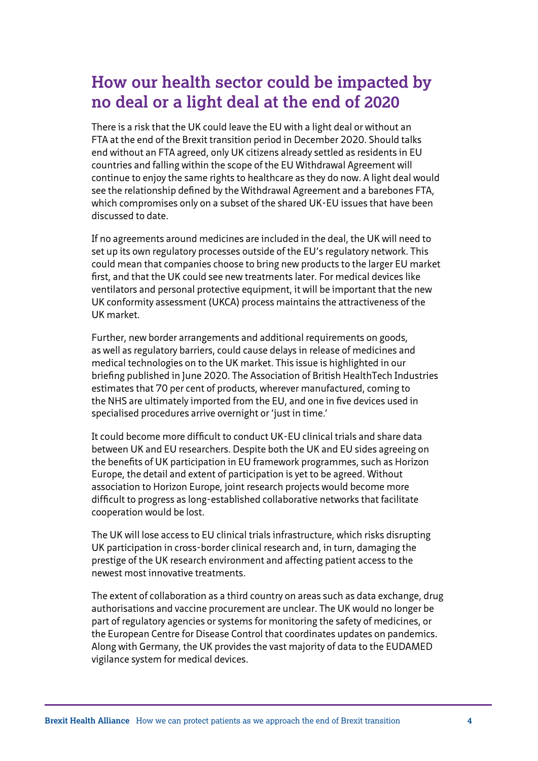## How our health sector could be impacted by no deal or a light deal at the end of 2020

There is a risk that the UK could leave the EU with a light deal or without an FTA at the end of the Brexit transition period in December 2020. Should talks end without an FTA agreed, only UK citizens already settled as residents in EU countries and falling within the scope of the EU Withdrawal Agreement will continue to enjoy the same rights to healthcare as they do now. A light deal would see the relationship defined by the Withdrawal Agreement and a barebones FTA, which compromises only on a subset of the shared UK-EU issues that have been discussed to date.

If no agreements around medicines are included in the deal, the UK will need to set up its own regulatory processes outside of the EU's regulatory network. This could mean that companies choose to bring new products to the larger EU market first, and that the UK could see new treatments later. For medical devices like ventilators and personal protective equipment, it will be important that the new UK conformity assessment (UKCA) process maintains the attractiveness of the UK market.

Further, new border arrangements and additional requirements on goods, as well as regulatory barriers, could cause delays in release of medicines and medical technologies on to the UK market. This issue is highlighted in our briefing published in June 2020. The Association of British HealthTech Industries estimates that 70 per cent of products, wherever manufactured, coming to the NHS are ultimately imported from the EU, and one in five devices used in specialised procedures arrive overnight or 'just in time.'

It could become more difficult to conduct UK-EU clinical trials and share data between UK and EU researchers. Despite both the UK and EU sides agreeing on the benefits of UK participation in EU framework programmes, such as Horizon Europe, the detail and extent of participation is yet to be agreed. Without association to Horizon Europe, joint research projects would become more difficult to progress as long-established collaborative networks that facilitate cooperation would be lost.

The UK will lose access to EU clinical trials infrastructure, which risks disrupting UK participation in cross-border clinical research and, in turn, damaging the prestige of the UK research environment and affecting patient access to the newest most innovative treatments.

The extent of collaboration as a third country on areas such as data exchange, drug authorisations and vaccine procurement are unclear. The UK would no longer be part of regulatory agencies or systems for monitoring the safety of medicines, or the European Centre for Disease Control that coordinates updates on pandemics. Along with Germany, the UK provides the vast majority of data to the EUDAMED vigilance system for medical devices.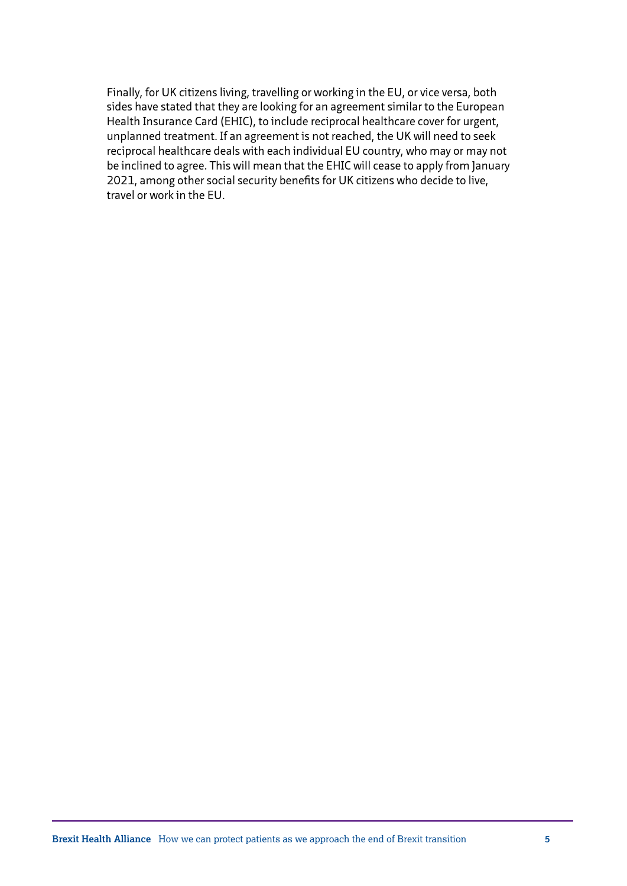Finally, for UK citizens living, travelling or working in the EU, or vice versa, both sides have stated that they are looking for an agreement similar to the European Health Insurance Card (EHIC), to include reciprocal healthcare cover for urgent, unplanned treatment. If an agreement is not reached, the UK will need to seek reciprocal healthcare deals with each individual EU country, who may or may not be inclined to agree. This will mean that the EHIC will cease to apply from January 2021, among other social security benefits for UK citizens who decide to live, travel or work in the EU.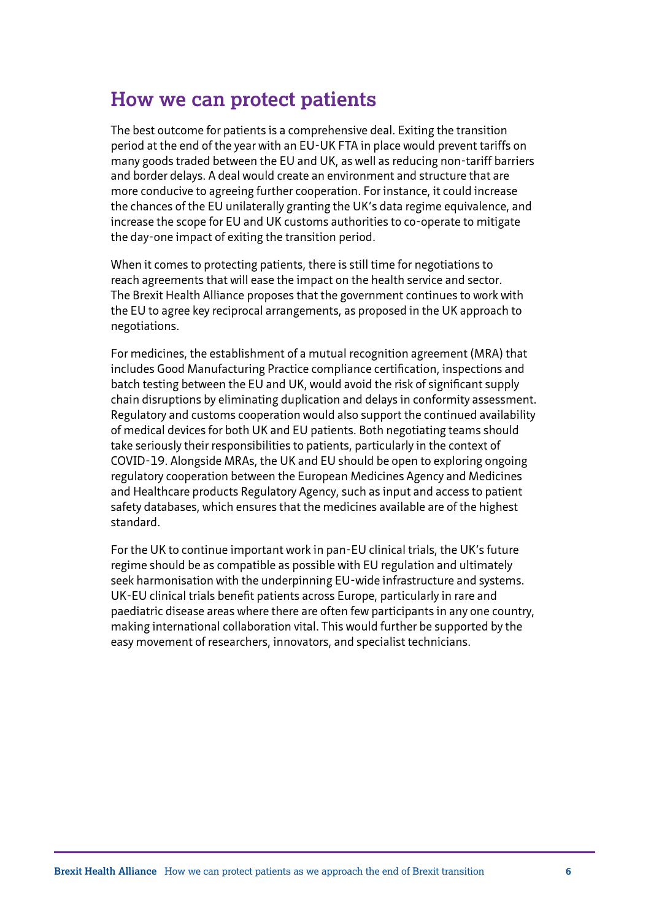## How we can protect patients

The best outcome for patients is a comprehensive deal. Exiting the transition period at the end of the year with an EU-UK FTA in place would prevent tariffs on many goods traded between the EU and UK, as well as reducing non-tariff barriers and border delays. A deal would create an environment and structure that are more conducive to agreeing further cooperation. For instance, it could increase the chances of the EU unilaterally granting the UK's data regime equivalence, and increase the scope for EU and UK customs authorities to co-operate to mitigate the day-one impact of exiting the transition period.

When it comes to protecting patients, there is still time for negotiations to reach agreements that will ease the impact on the health service and sector. The Brexit Health Alliance proposes that the government continues to work with the EU to agree key reciprocal arrangements, as proposed in the UK approach to negotiations.

For medicines, the establishment of a mutual recognition agreement (MRA) that includes Good Manufacturing Practice compliance certification, inspections and batch testing between the EU and UK, would avoid the risk of significant supply chain disruptions by eliminating duplication and delays in conformity assessment. Regulatory and customs cooperation would also support the continued availability of medical devices for both UK and EU patients. Both negotiating teams should take seriously their responsibilities to patients, particularly in the context of COVID-19. Alongside MRAs, the UK and EU should be open to exploring ongoing regulatory cooperation between the European Medicines Agency and Medicines and Healthcare products Regulatory Agency, such as input and access to patient safety databases, which ensures that the medicines available are of the highest standard.

For the UK to continue important work in pan-EU clinical trials, the UK's future regime should be as compatible as possible with EU regulation and ultimately seek harmonisation with the underpinning EU-wide infrastructure and systems. UK-EU clinical trials benefit patients across Europe, particularly in rare and paediatric disease areas where there are often few participants in any one country, making international collaboration vital. This would further be supported by the easy movement of researchers, innovators, and specialist technicians.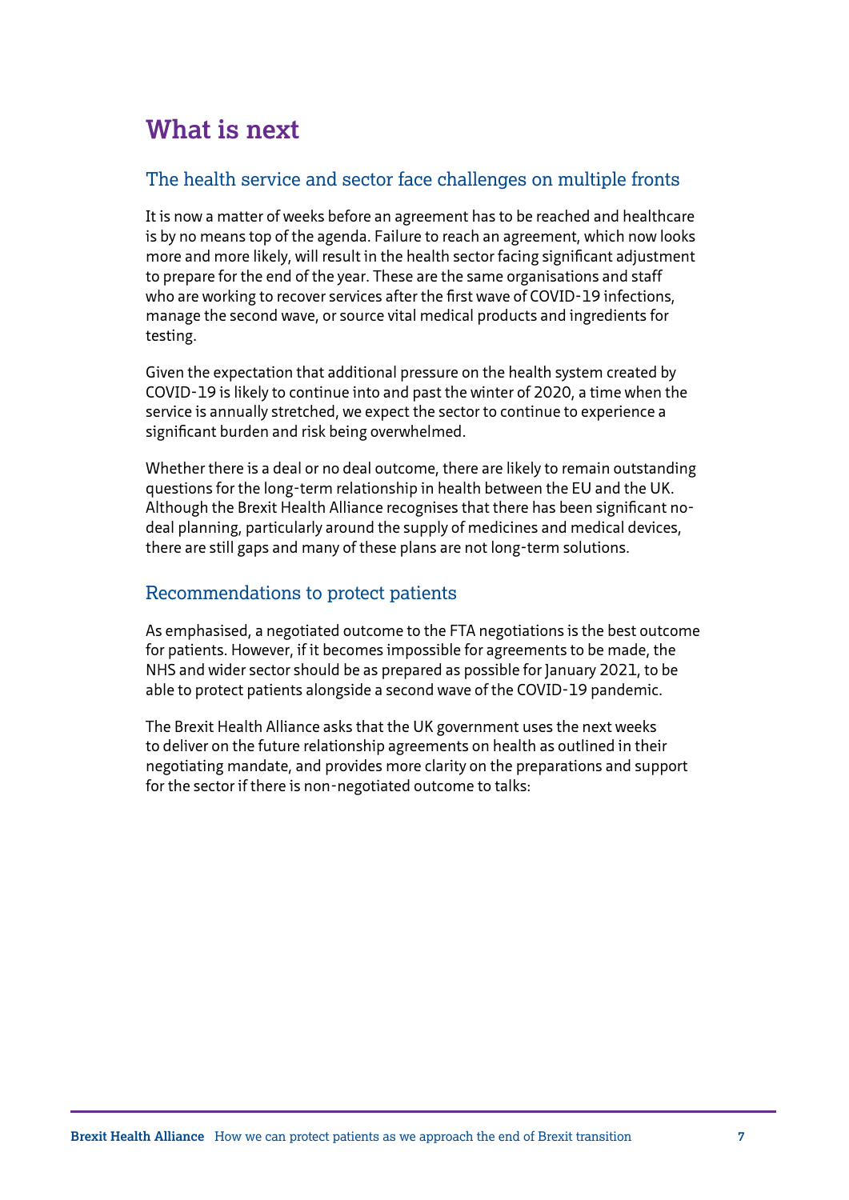# What is next

## The health service and sector face challenges on multiple fronts

It is now a matter of weeks before an agreement has to be reached and healthcare is by no means top of the agenda. Failure to reach an agreement, which now looks more and more likely, will result in the health sector facing significant adjustment to prepare for the end of the year. These are the same organisations and staff who are working to recover services after the first wave of COVID-19 infections, manage the second wave, or source vital medical products and ingredients for testing.

Given the expectation that additional pressure on the health system created by COVID-19 is likely to continue into and past the winter of 2020, a time when the service is annually stretched, we expect the sector to continue to experience a significant burden and risk being overwhelmed.

Whether there is a deal or no deal outcome, there are likely to remain outstanding questions for the long-term relationship in health between the EU and the UK. Although the Brexit Health Alliance recognises that there has been significant no-deal planning, particularly around the supply of medicines and medical devices, there are still gaps and many of these plans are not long-term solutions.

## Recommendations to protect patients

As emphasised, a negotiated outcome to the FTA negotiations is the best outcome for patients. However, if it becomes impossible for agreements to be made, the NHS and wider sector should be as prepared as possible for January 2021, to be able to protect patients alongside a second wave of the COVID-19 pandemic.

The Brexit Health Alliance asks that the UK government uses the next weeks to deliver on the future relationship agreements on health as outlined in their negotiating mandate, and provides more clarity on the preparations and support for the sector if there is non-negotiated outcome to talks: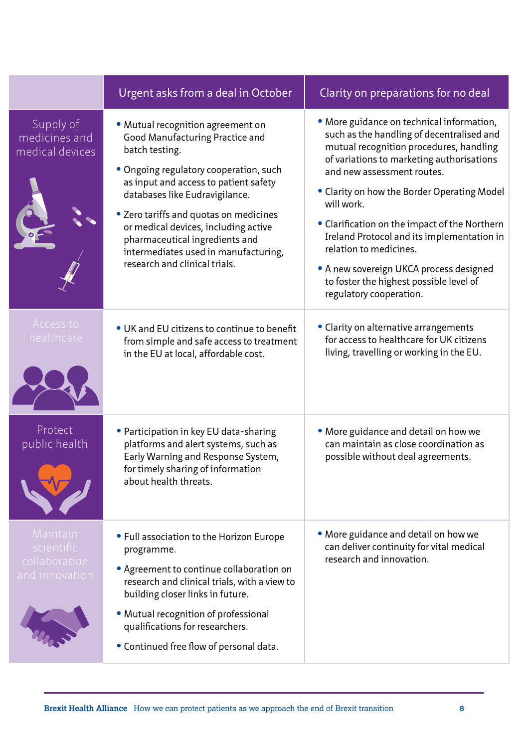| | Urgent asks from a deal in October | Clarity on preparations for no deal |
|---|---|---|
| Supply of medicines and medical devices | • Mutual recognition agreement on Good Manufacturing Practice and batch testing.<br>• Ongoing regulatory cooperation, such as input and access to patient safety databases like Eudravigilance.<br>• Zero tariffs and quotas on medicines or medical devices, including active pharmaceutical ingredients and intermediates used in manufacturing, research and clinical trials. | • More guidance on technical information, such as the handling of decentralised and mutual recognition procedures, handling of variations to marketing authorisations and new assessment routes.<br>• Clarity on how the Border Operating Model will work.<br>• Clarification on the impact of the Northern Ireland Protocol and its implementation in relation to medicines.<br>• A new sovereign UKCA process designed to foster the highest possible level of regulatory cooperation. |
| Access to healthcare | • UK and EU citizens to continue to benefit from simple and safe access to treatment in the EU at local, affordable cost. | • Clarity on alternative arrangements for access to healthcare for UK citizens living, travelling or working in the EU. |
| Protect public health | • Participation in key EU data-sharing platforms and alert systems, such as Early Warning and Response System, for timely sharing of information about health threats. | • More guidance and detail on how we can maintain as close coordination as possible without deal agreements. |
| Maintain scientific collaboration and innovation | • Full association to the Horizon Europe programme.<br>• Agreement to continue collaboration on research and clinical trials, with a view to building closer links in future.<br>• Mutual recognition of professional qualifications for researchers.<br>• Continued free flow of personal data. | • More guidance and detail on how we can deliver continuity for vital medical research and innovation. |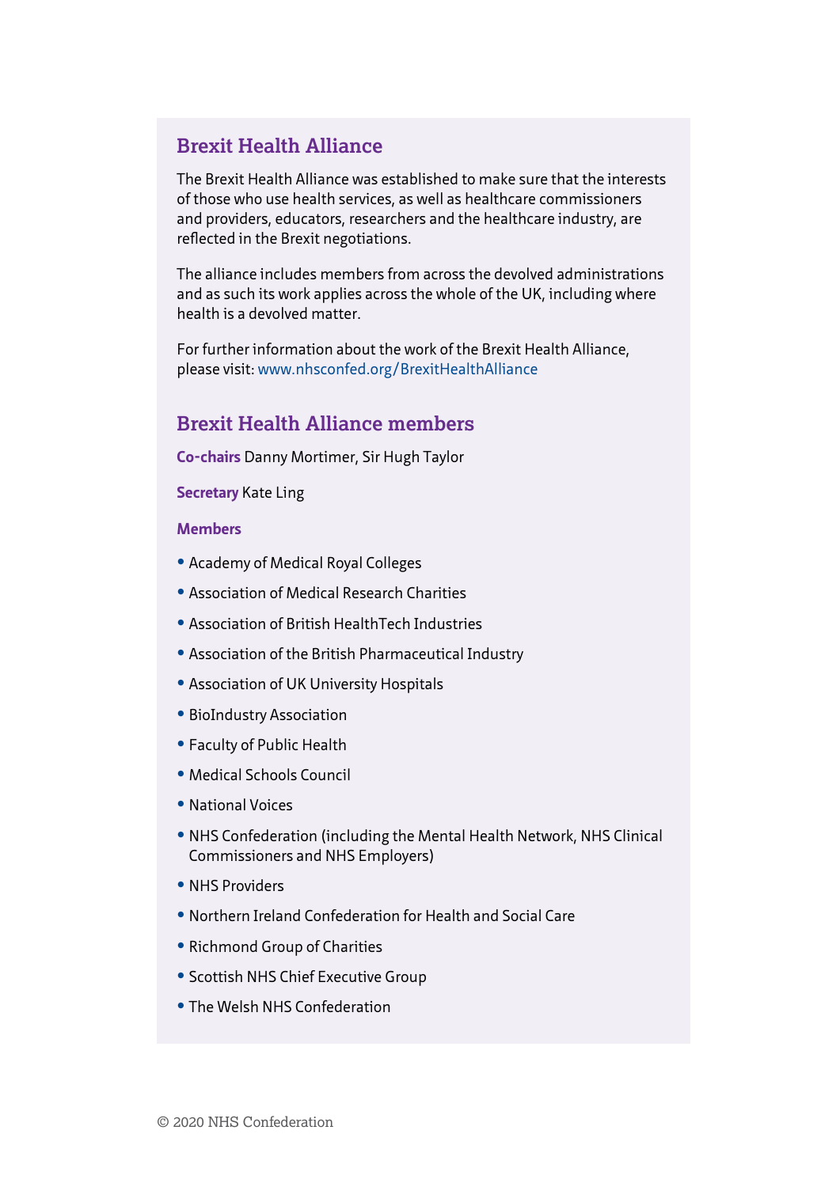## Brexit Health Alliance

The Brexit Health Alliance was established to make sure that the interests of those who use health services, as well as healthcare commissioners and providers, educators, researchers and the healthcare industry, are reflected in the Brexit negotiations.

The alliance includes members from across the devolved administrations and as such its work applies across the whole of the UK, including where health is a devolved matter.

For further information about the work of the Brexit Health Alliance, please visit: www.nhsconfed.org/BrexitHealthAlliance

## Brexit Health Alliance members

**Co-chairs** Danny Mortimer, Sir Hugh Taylor

**Secretary** Kate Ling

**Members**

- Academy of Medical Royal Colleges
- Association of Medical Research Charities
- Association of British HealthTech Industries
- Association of the British Pharmaceutical Industry
- Association of UK University Hospitals
- BioIndustry Association
- Faculty of Public Health
- Medical Schools Council
- National Voices
- NHS Confederation (including the Mental Health Network, NHS Clinical Commissioners and NHS Employers)
- NHS Providers
- Northern Ireland Confederation for Health and Social Care
- Richmond Group of Charities
- Scottish NHS Chief Executive Group
- The Welsh NHS Confederation

© 2020 NHS Confederation